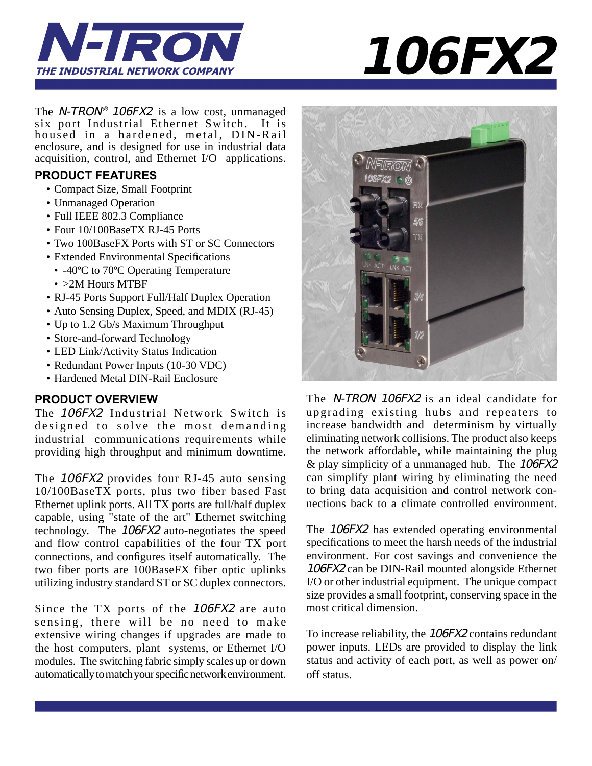# N-TRON

**THE INDUSTRIAL NETWORK COMPANY**

# 106FX2

The *N-TRON® 106FX2* is a low cost, unmanaged six port Industrial Ethernet Switch. It is housed in a hardened, metal, DIN-Rail enclosure, and is designed for use in industrial data acquisition, control, and Ethernet I/O applications.

## PRODUCT FEATURES

- Compact Size, Small Footprint
- Unmanaged Operation
- Full IEEE 802.3 Compliance
- Four 10/100BaseTX RJ-45 Ports
- Two 100BaseFX Ports with ST or SC Connectors
- Extended Environmental Specifications
  - -40ºC to 70ºC Operating Temperature
  - >2M Hours MTBF
- RJ-45 Ports Support Full/Half Duplex Operation
- Auto Sensing Duplex, Speed, and MDIX (RJ-45)
- Up to 1.2 Gb/s Maximum Throughput
- Store-and-forward Technology
- LED Link/Activity Status Indication
- Redundant Power Inputs (10-30 VDC)
- Hardened Metal DIN-Rail Enclosure

## PRODUCT OVERVIEW

The *106FX2* Industrial Network Switch is designed to solve the most demanding industrial communications requirements while providing high throughput and minimum downtime.

The *106FX2* provides four RJ-45 auto sensing 10/100BaseTX ports, plus two fiber based Fast Ethernet uplink ports. All TX ports are full/half duplex capable, using "state of the art" Ethernet switching technology. The *106FX2* auto-negotiates the speed and flow control capabilities of the four TX port connections, and configures itself automatically. The two fiber ports are 100BaseFX fiber optic uplinks utilizing industry standard ST or SC duplex connectors.

Since the TX ports of the *106FX2* are auto sensing, there will be no need to make extensive wiring changes if upgrades are made to the host computers, plant systems, or Ethernet I/O modules. The switching fabric simply scales up or down automatically to match your specific network environment.

The *N-TRON 106FX2* is an ideal candidate for upgrading existing hubs and repeaters to increase bandwidth and determinism by virtually eliminating network collisions. The product also keeps the network affordable, while maintaining the plug & play simplicity of a unmanaged hub. The *106FX2* can simplify plant wiring by eliminating the need to bring data acquisition and control network connections back to a climate controlled environment.

The *106FX2* has extended operating environmental specifications to meet the harsh needs of the industrial environment. For cost savings and convenience the *106FX2* can be DIN-Rail mounted alongside Ethernet I/O or other industrial equipment. The unique compact size provides a small footprint, conserving space in the most critical dimension.

To increase reliability, the *106FX2* contains redundant power inputs. LEDs are provided to display the link status and activity of each port, as well as power on/off status.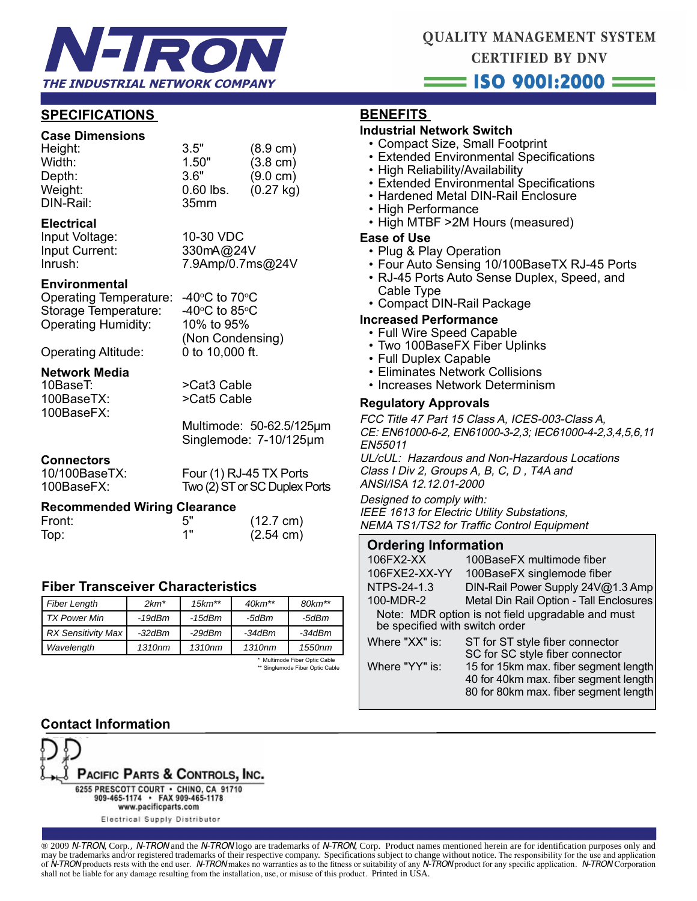QUALITY MANAGEMENT SYSTEM
CERTIFIED BY DNV
ISO 9001:2000

N-TRON
THE INDUSTRIAL NETWORK COMPANY

## SPECIFICATIONS

### Case Dimensions

| | | |
|---|---|---|
| Height: | 3.5" | (8.9 cm) |
| Width: | 1.50" | (3.8 cm) |
| Depth: | 3.6" | (9.0 cm) |
| Weight: | 0.60 lbs. | (0.27 kg) |
| DIN-Rail: | 35mm | |

### Electrical

| | |
|---|---|
| Input Voltage: | 10-30 VDC |
| Input Current: | 330mA@24V |
| Inrush: | 7.9Amp/0.7ms@24V |

### Environmental

| | |
|---|---|
| Operating Temperature: | -40°C to 70°C |
| Storage Temperature: | -40°C to 85°C |
| Operating Humidity: | 10% to 95% (Non Condensing) |
| Operating Altitude: | 0 to 10,000 ft. |

### Network Media

| | |
|---|---|
| 10BaseT: | >Cat3 Cable |
| 100BaseTX: | >Cat5 Cable |
| 100BaseFX: | Multimode: 50-62.5/125µm<br>Singlemode: 7-10/125µm |

### Connectors

| | |
|---|---|
| 10/100BaseTX: | Four (1) RJ-45 TX Ports |
| 100BaseFX: | Two (2) ST or SC Duplex Ports |

### Recommended Wiring Clearance

| | | |
|---|---|---|
| Front: | 5" | (12.7 cm) |
| Top: | 1" | (2.54 cm) |

### Fiber Transceiver Characteristics

| *Fiber Length* | *2km** | *15km*** | *40km*** | *80km*** |
|---|---|---|---|---|
| *TX Power Min* | *-19dBm* | *-15dBm* | *-5dBm* | *-5dBm* |
| *RX Sensitivity Max* | *-32dBm* | *-29dBm* | *-34dBm* | *-34dBm* |
| *Wavelength* | *1310nm* | *1310nm* | *1310nm* | *1550nm* |

\* Multimode Fiber Optic Cable
\*\* Singlemode Fiber Optic Cable

## BENEFITS

### Industrial Network Switch

- Compact Size, Small Footprint
- Extended Environmental Specifications
- High Reliability/Availability
- Extended Environmental Specifications
- Hardened Metal DIN-Rail Enclosure
- High Performance
- High MTBF >2M Hours (measured)

### Ease of Use

- Plug & Play Operation
- Four Auto Sensing 10/100BaseTX RJ-45 Ports
- RJ-45 Ports Auto Sense Duplex, Speed, and Cable Type
- Compact DIN-Rail Package

### Increased Performance

- Full Wire Speed Capable
- Two 100BaseFX Fiber Uplinks
- Full Duplex Capable
- Eliminates Network Collisions
- Increases Network Determinism

### Regulatory Approvals

*FCC Title 47 Part 15 Class A, ICES-003-Class A,*
*CE: EN61000-6-2, EN61000-3-2,3; IEC61000-4-2,3,4,5,6,11 EN55011*
*UL/cUL: Hazardous and Non-Hazardous Locations Class I Div 2, Groups A, B, C, D , T4A and ANSI/ISA 12.12.01-2000*

*Designed to comply with:*
*IEEE 1613 for Electric Utility Substations,*
*NEMA TS1/TS2 for Traffic Control Equipment*

### Ordering Information

| | |
|---|---|
| 106FX2-XX | 100BaseFX multimode fiber |
| 106FXE2-XX-YY | 100BaseFX singlemode fiber |
| NTPS-24-1.3 | DIN-Rail Power Supply 24V@1.3 Amp |
| 100-MDR-2 | Metal Din Rail Option - Tall Enclosures |

Note: MDR option is not field upgradable and must be specified with switch order

| | |
|---|---|
| Where "XX" is: | ST for ST style fiber connector<br>SC for SC style fiber connector |
| Where "YY" is: | 15 for 15km max. fiber segment length<br>40 for 40km max. fiber segment length<br>80 for 80km max. fiber segment length |

### Contact Information

PACIFIC PARTS & CONTROLS, INC.
6255 PRESCOTT COURT • CHINO, CA 91710
909-465-1174 • FAX 909-465-1178
www.pacificparts.com
Electrical Supply Distributor

® 2009 *N-TRON*, Corp., *N-TRON* and the *N-TRON* logo are trademarks of *N-TRON*, Corp. Product names mentioned herein are for identification purposes only and may be trademarks and/or registered trademarks of their respective company. Specifications subject to change without notice. The responsibility for the use and application of *N-TRON* products rests with the end user. *N-TRON* makes no warranties as to the fitness or suitability of any *N-TRON* product for any specific application. *N-TRON* Corporation shall not be liable for any damage resulting from the installation, use, or misuse of this product. Printed in USA.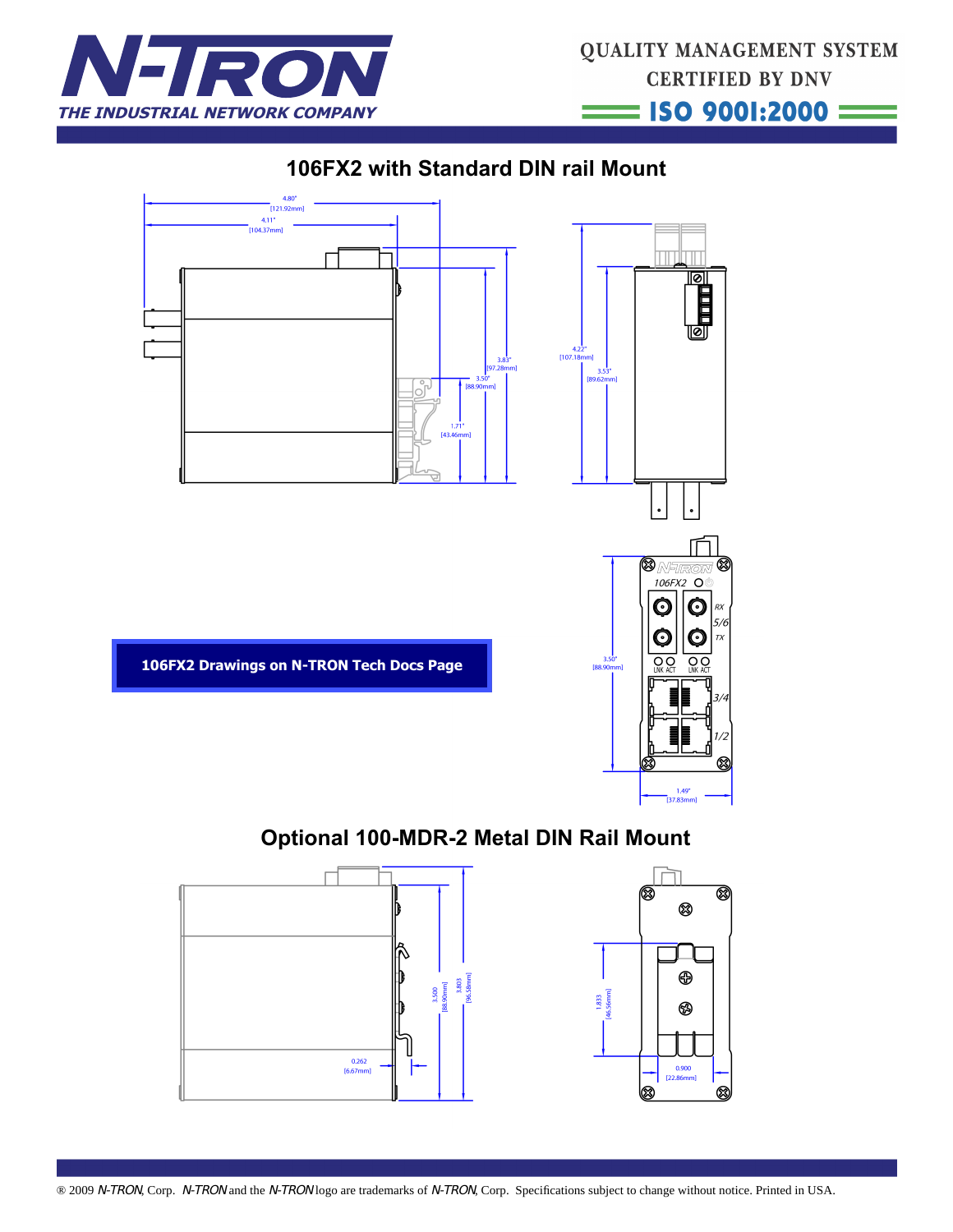# 106FX2 with Standard DIN rail Mount

4.80"
[121.92mm]

4.11"
[104.37mm]

3.83"
[97.28mm]

3.50"
[88.90mm]

1.71"
[43.46mm]

4.22"
[107.18mm]

3.53"
[89.62mm]

106FX2

RX

5/6

TX

LNK ACT

LNK ACT

3/4

1/2

3.50"
[88.90mm]

1.49"
[37.83mm]

**106FX2 Drawings on N-TRON Tech Docs Page**

# Optional 100-MDR-2 Metal DIN Rail Mount

3.500
[88.90mm]

3.803
[96.58mm]

0.262
[6.67mm]

1.833
[46.56mm]

0.900
[22.86mm]

® 2009 *N-TRON*, Corp. *N-TRON* and the *N-TRON* logo are trademarks of *N-TRON*, Corp. Specifications subject to change without notice. Printed in USA.